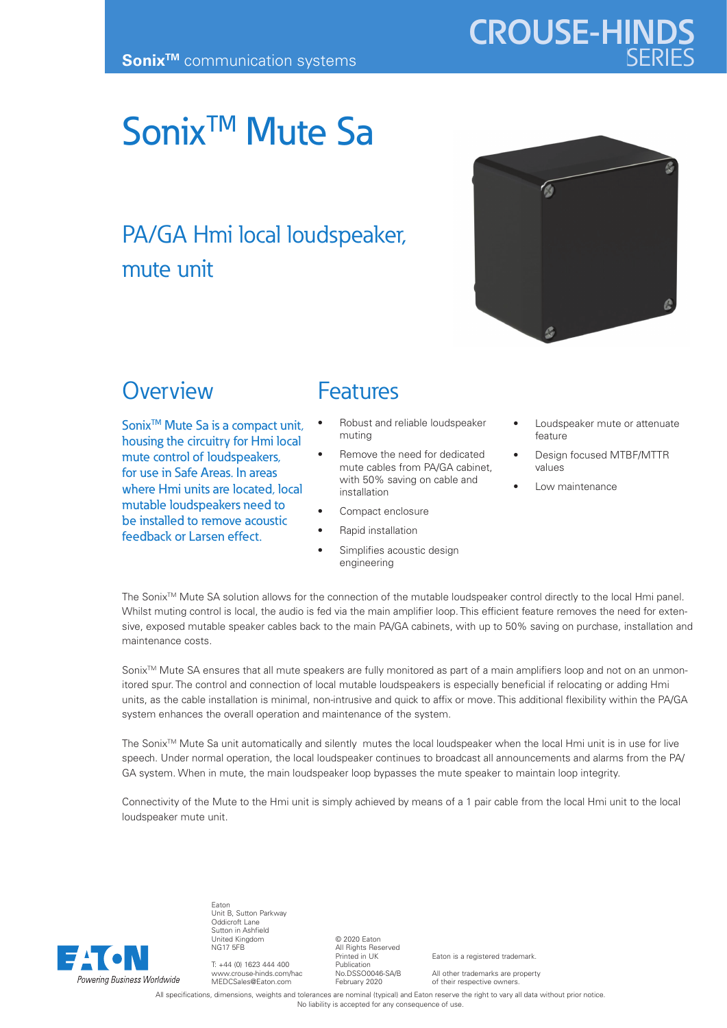Sonix™ communication systems

CROUSE-HINDS SERIES

# Sonix™ Mute Sa

## PA/GA Hmi local loudspeaker, mute unit

## Overview

Sonix™ Mute Sa is a compact unit, housing the circuitry for Hmi local mute control of loudspeakers, for use in Safe Areas. In areas where Hmi units are located, local mutable loudspeakers need to be installed to remove acoustic feedback or Larsen effect.

## Features

- Robust and reliable loudspeaker muting
- Remove the need for dedicated mute cables from PA/GA cabinet, with 50% saving on cable and installation
- Compact enclosure
- Rapid installation
- Simplifies acoustic design engineering
- Loudspeaker mute or attenuate feature
- Design focused MTBF/MTTR values
- Low maintenance

The Sonix™ Mute SA solution allows for the connection of the mutable loudspeaker control directly to the local Hmi panel. Whilst muting control is local, the audio is fed via the main amplifier loop. This efficient feature removes the need for extensive, exposed mutable speaker cables back to the main PA/GA cabinets, with up to 50% saving on purchase, installation and maintenance costs.

Sonix™ Mute SA ensures that all mute speakers are fully monitored as part of a main amplifiers loop and not on an unmonitored spur. The control and connection of local mutable loudspeakers is especially beneficial if relocating or adding Hmi units, as the cable installation is minimal, non-intrusive and quick to affix or move. This additional flexibility within the PA/GA system enhances the overall operation and maintenance of the system.

The Sonix™ Mute Sa unit automatically and silently mutes the local loudspeaker when the local Hmi unit is in use for live speech. Under normal operation, the local loudspeaker continues to broadcast all announcements and alarms from the PA/GA system. When in mute, the main loudspeaker loop bypasses the mute speaker to maintain loop integrity.

Connectivity of the Mute to the Hmi unit is simply achieved by means of a 1 pair cable from the local Hmi unit to the local loudspeaker mute unit.

EATON
Powering Business Worldwide

Eaton
Unit B, Sutton Parkway
Oddicroft Lane
Sutton in Ashfield
United Kingdom
NG17 5FB

T: +44 (0) 1623 444 400
www.crouse-hinds.com/hac
MEDCSales@Eaton.com

© 2020 Eaton
All Rights Reserved
Printed in UK
Publication
No.DSSO0046-SA/B
February 2020

Eaton is a registered trademark.

All other trademarks are property of their respective owners.

All specifications, dimensions, weights and tolerances are nominal (typical) and Eaton reserve the right to vary all data without prior notice. No liability is accepted for any consequence of use.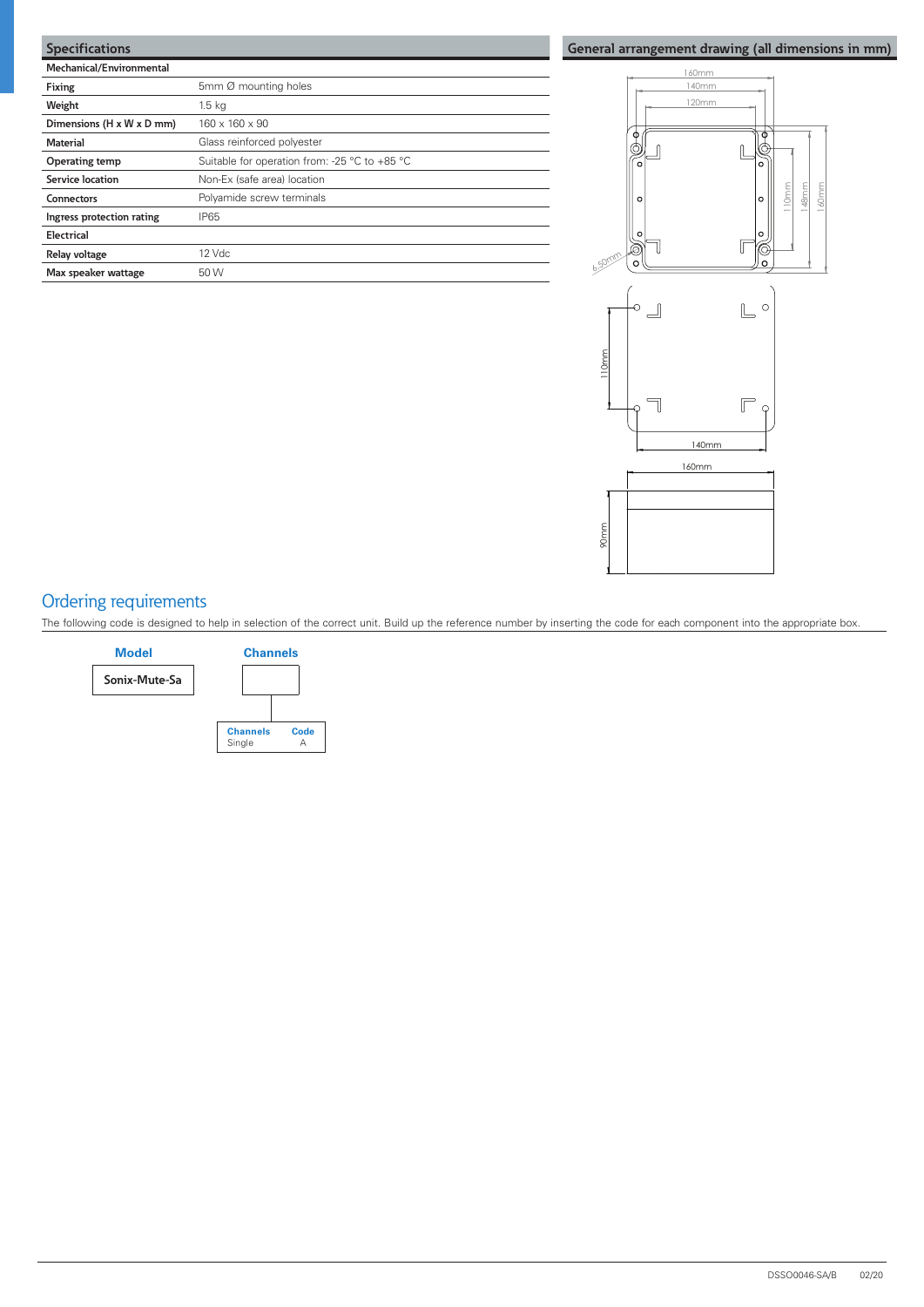## Specifications

| | |
|---|---|
| **Mechanical/Environmental** | |
| **Fixing** | 5mm Ø mounting holes |
| **Weight** | 1.5 kg |
| **Dimensions (H x W x D mm)** | 160 x 160 x 90 |
| **Material** | Glass reinforced polyester |
| **Operating temp** | Suitable for operation from: -25 °C to +85 °C |
| **Service location** | Non-Ex (safe area) location |
| **Connectors** | Polyamide screw terminals |
| **Ingress protection rating** | IP65 |
| **Electrical** | |
| **Relay voltage** | 12 Vdc |
| **Max speaker wattage** | 50 W |

## General arrangement drawing (all dimensions in mm)

160mm
140mm
120mm
110mm
148mm
160mm
6.50mm
110mm
140mm
160mm
90mm

## Ordering requirements

The following code is designed to help in selection of the correct unit. Build up the reference number by inserting the code for each component into the appropriate box.

**Model**: Sonix-Mute-Sa

**Channels**: [ ]

| Channels | Code |
|---|---|
| Single | A |

DSSO0046-SA/B 02/20